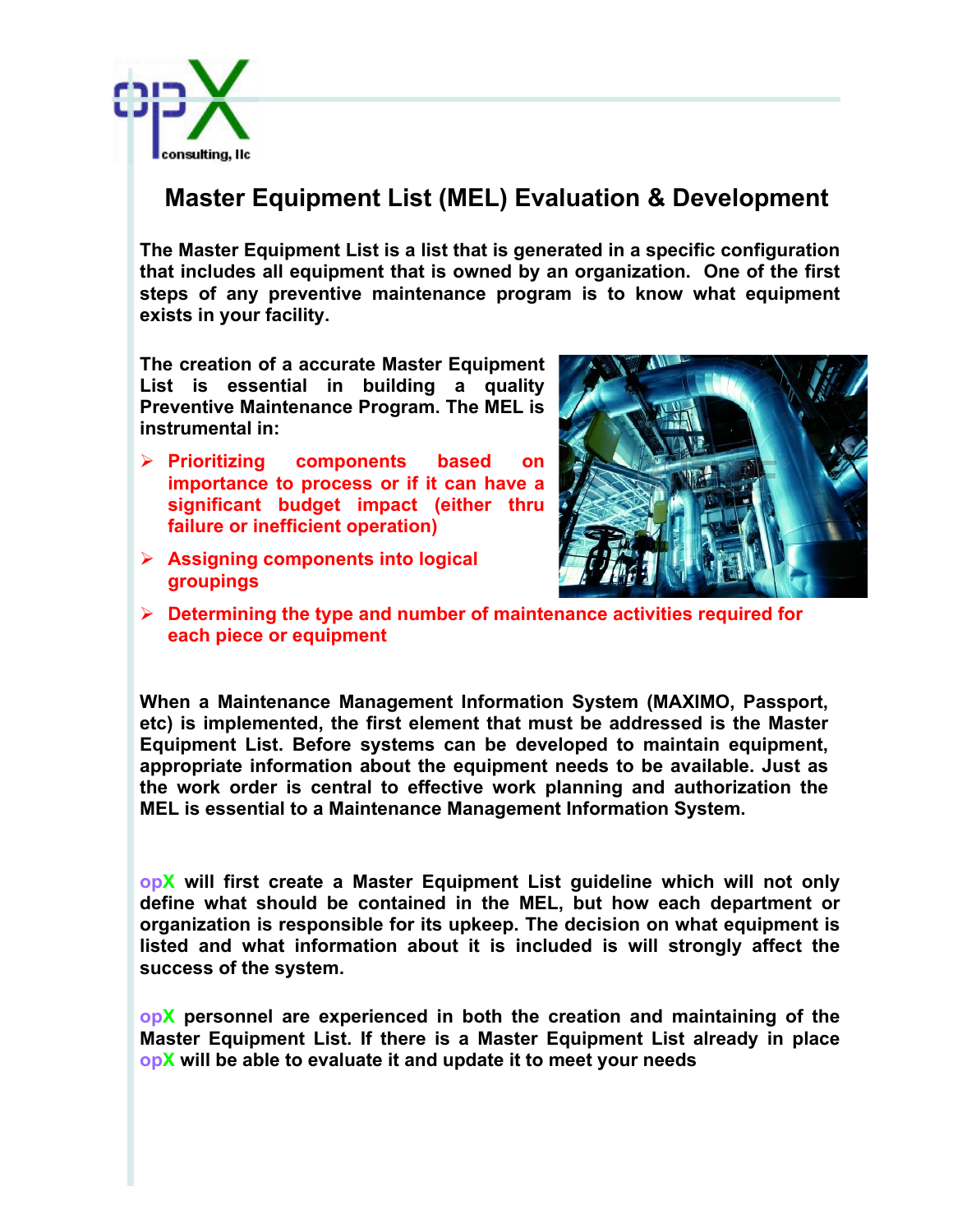# Master Equipment List (MEL) Evaluation & Development

**The Master Equipment List is a list that is generated in a specific configuration that includes all equipment that is owned by an organization. One of the first steps of any preventive maintenance program is to know what equipment exists in your facility.**

**The creation of a accurate Master Equipment List is essential in building a quality Preventive Maintenance Program. The MEL is instrumental in:**

- **Prioritizing components based on importance to process or if it can have a significant budget impact (either thru failure or inefficient operation)**
- **Assigning components into logical groupings**
- **Determining the type and number of maintenance activities required for each piece or equipment**

**When a Maintenance Management Information System (MAXIMO, Passport, etc) is implemented, the first element that must be addressed is the Master Equipment List. Before systems can be developed to maintain equipment, appropriate information about the equipment needs to be available. Just as the work order is central to effective work planning and authorization the MEL is essential to a Maintenance Management Information System.**

**opX will first create a Master Equipment List guideline which will not only define what should be contained in the MEL, but how each department or organization is responsible for its upkeep. The decision on what equipment is listed and what information about it is included is will strongly affect the success of the system.**

**opX personnel are experienced in both the creation and maintaining of the Master Equipment List. If there is a Master Equipment List already in place opX will be able to evaluate it and update it to meet your needs**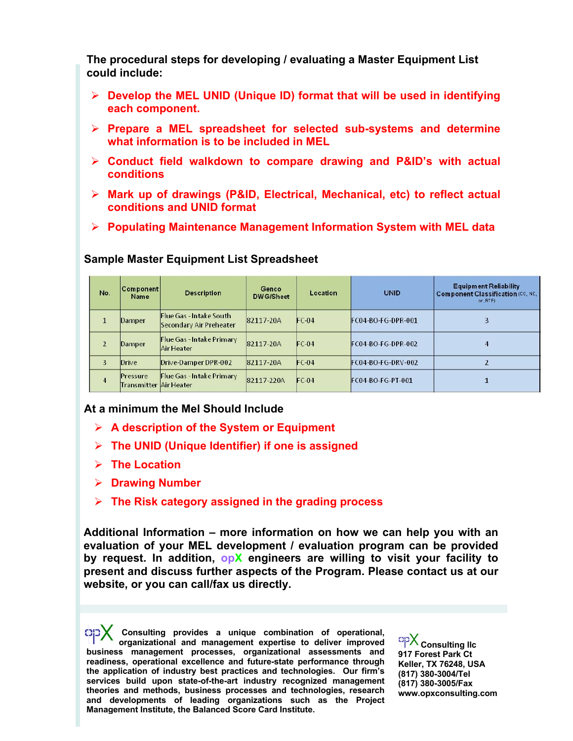**The procedural steps for developing / evaluating a Master Equipment List could include:**

- **Develop the MEL UNID (Unique ID) format that will be used in identifying each component.**
- **Prepare a MEL spreadsheet for selected sub-systems and determine what information is to be included in MEL**
- **Conduct field walkdown to compare drawing and P&ID's with actual conditions**
- **Mark up of drawings (P&ID, Electrical, Mechanical, etc) to reflect actual conditions and UNID format**
- **Populating Maintenance Management Information System with MEL data**

**Sample Master Equipment List Spreadsheet**

| No. | Component Name | Description | Genco DWG/Sheet | Location | UNID | Equipment Reliability Component Classification (CC, NC, or, RTF) |
|---|---|---|---|---|---|---|
| 1 | Damper | Flue Gas - Intake South Secondary Air Preheater | 82117-20A | FC-04 | FC04-BO-FG-DPR-001 | 3 |
| 2 | Damper | Flue Gas - Intake Primary Air Heater | 82117-20A | FC-04 | FC04-BO-FG-DPR-002 | 4 |
| 3 | Drive | Drive-Damper DPR-002 | 82117-20A | FC-04 | FC04-BO-FG-DRV-002 | 2 |
| 4 | Pressure Transmitter | Flue Gas - Intake Primary Air Heater | 82117-220A | FC-04 | FC04-BO-FG-PT-001 | 1 |

**At a minimum the Mel Should Include**

- **A description of the System or Equipment**
- **The UNID (Unique Identifier) if one is assigned**
- **The Location**
- **Drawing Number**
- **The Risk category assigned in the grading process**

**Additional Information – more information on how we can help you with an evaluation of your MEL development / evaluation program can be provided by request. In addition, opX engineers are willing to visit your facility to present and discuss further aspects of the Program. Please contact us at our website, or you can call/fax us directly.**

**opX Consulting provides a unique combination of operational, organizational and management expertise to deliver improved business management processes, organizational assessments and readiness, operational excellence and future-state performance through the application of industry best practices and technologies. Our firm's services build upon state-of-the-art industry recognized management theories and methods, business processes and technologies, research and developments of leading organizations such as the Project Management Institute, the Balanced Score Card Institute.**

**opX Consulting llc**
**917 Forest Park Ct**
**Keller, TX 76248, USA**
**(817) 380-3004/Tel**
**(817) 380-3005/Fax**
**www.opxconsulting.com**